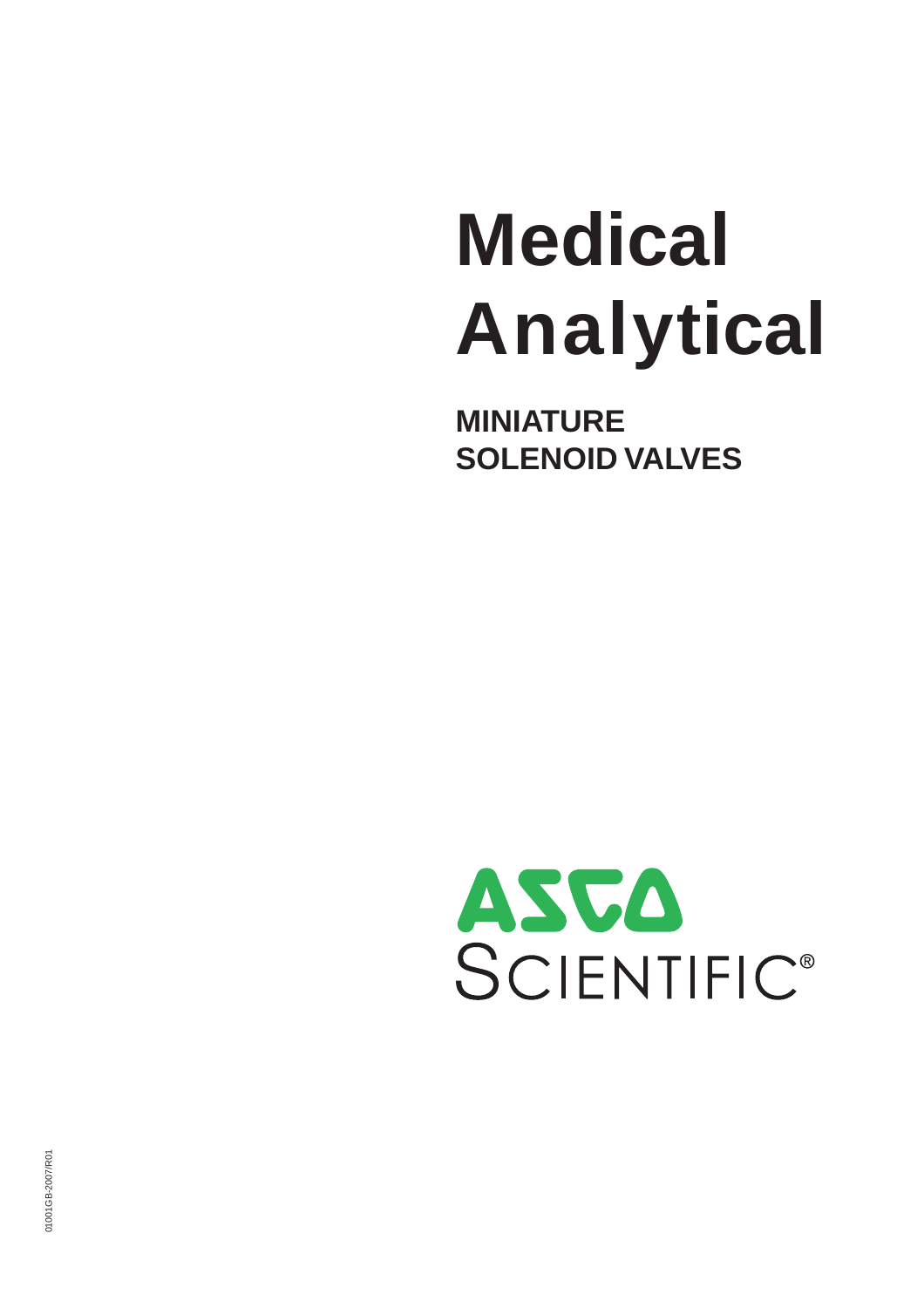# Medical Analytical

**MINIATURE SOLENOID VALVES**

ASCO SCIENTIFIC®

01001GB-2007/R01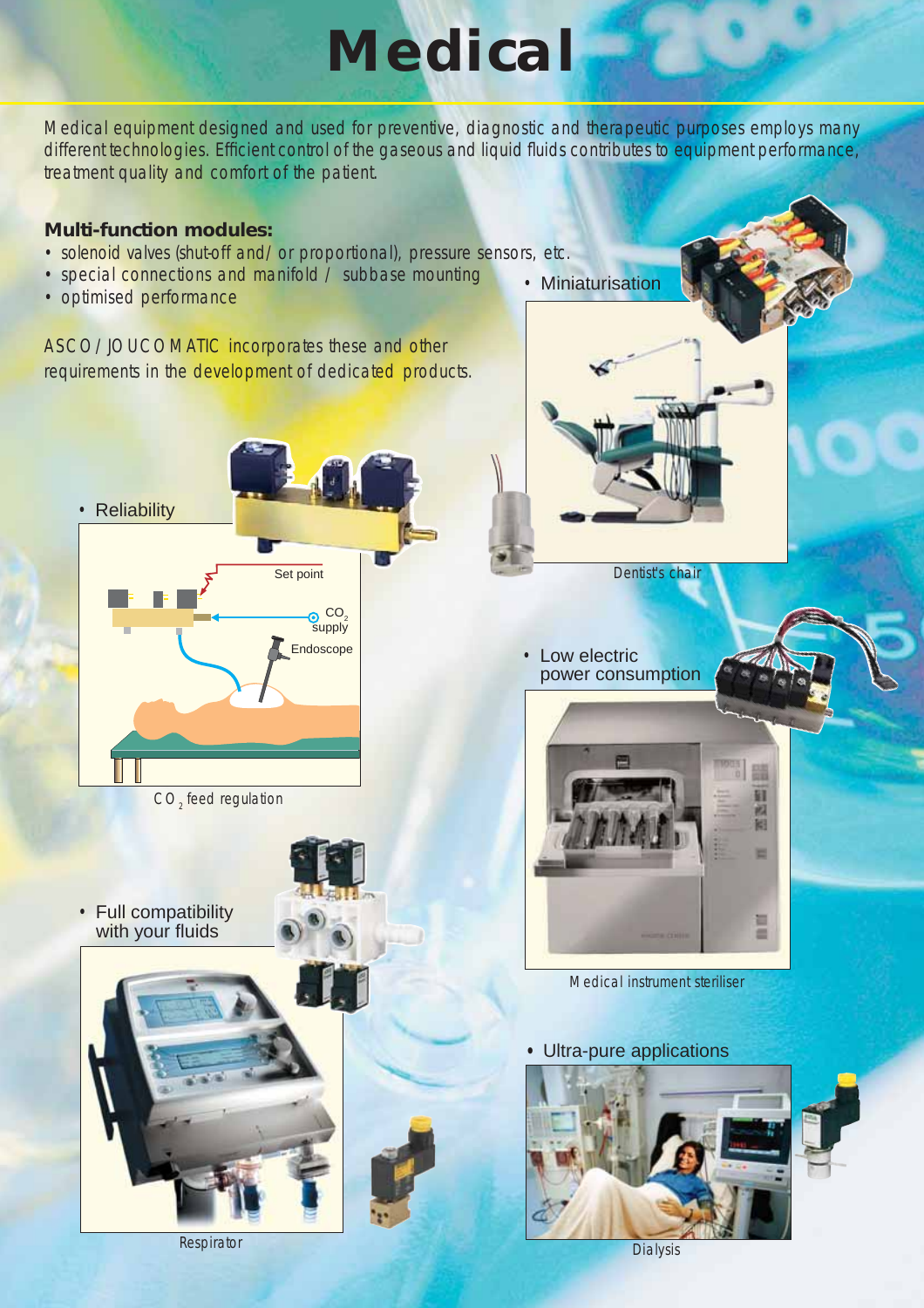# Medical

Medical equipment designed and used for preventive, diagnostic and therapeutic purposes employs many different technologies. Efficient control of the gaseous and liquid fluids contributes to equipment performance, treatment quality and comfort of the patient.

**Multi-function modules:**

- solenoid valves (shut-off and/ or proportional), pressure sensors, etc.
- special connections and manifold / subbase mounting
- optimised performance

ASCO / JOUCOMATIC incorporates these and other requirements in the development of dedicated products.

- Miniaturisation

Dentist's chair

- Reliability

Set point

$CO_2$ supply

Endoscope

$CO_2$ feed regulation

- Low electric power consumption

Medical instrument steriliser

- Full compatibility with your fluids

Respirator

- Ultra-pure applications

Dialysis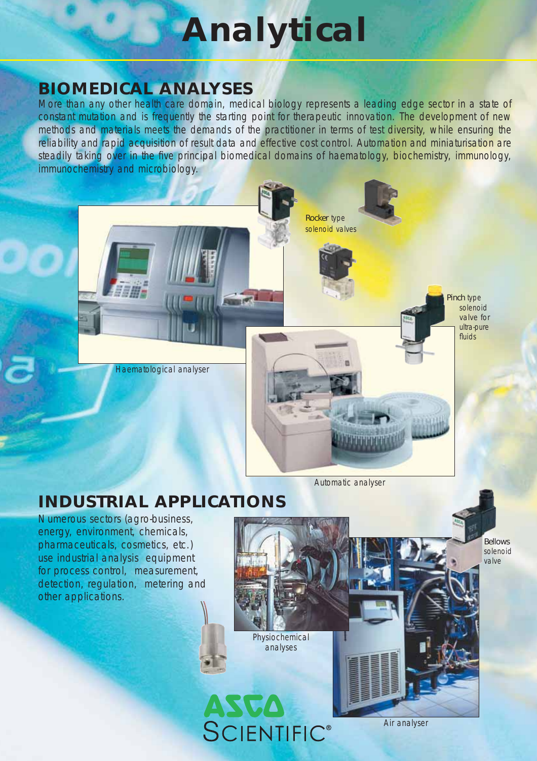# Analytical

## BIOMEDICAL ANALYSES

More than any other health care domain, medical biology represents a leading edge sector in a state of constant mutation and is frequently the starting point for therapeutic innovation. The development of new methods and materials meets the demands of the practitioner in terms of test diversity, while ensuring the reliability and rapid acquisition of result data and effective cost control. Automation and miniaturisation are steadily taking over in the five principal biomedical domains of haematology, biochemistry, immunology, immunochemistry and microbiology.

Rocker type solenoid valves

Pinch type solenoid valve for ultra-pure fluids

Haematological analyser

Automatic analyser

## INDUSTRIAL APPLICATIONS

Numerous sectors (agro-business, energy, environment, chemicals, pharmaceuticals, cosmetics, etc.) use industrial analysis equipment for process control, measurement, detection, regulation, metering and other applications.

Bellows solenoid valve

Physiochemical analyses

Air analyser

ASCO SCIENTIFIC®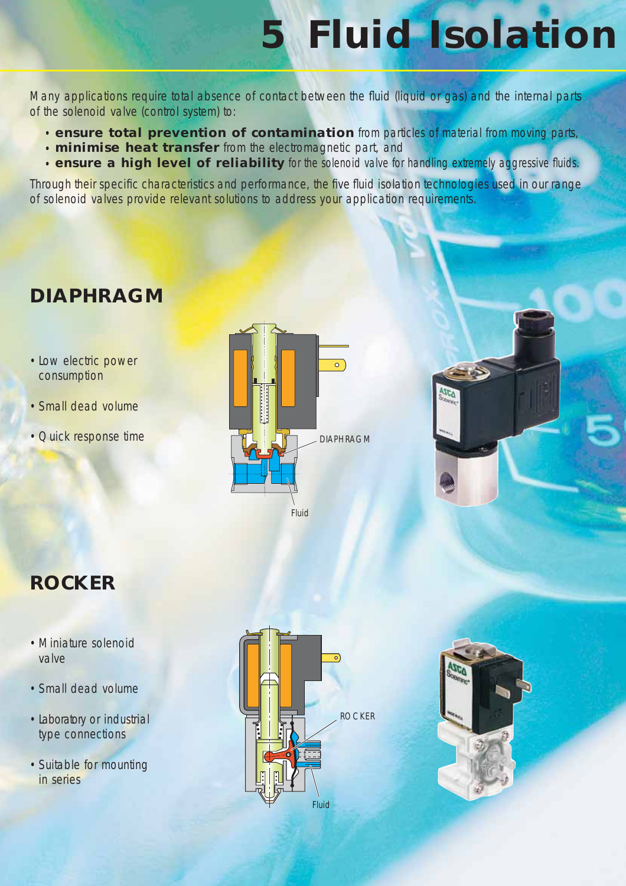# 5 Fluid Isolation

Many applications require total absence of contact between the fluid (liquid or gas) and the internal parts of the solenoid valve (control system) to:

- **ensure total prevention of contamination** from particles of material from moving parts,
- **minimise heat transfer** from the electromagnetic part, and
- **ensure a high level of reliability** for the solenoid valve for handling extremely aggressive fluids.

Through their specific characteristics and performance, the five fluid isolation technologies used in our range of solenoid valves provide relevant solutions to address your application requirements.

## DIAPHRAGM

- Low electric power consumption
- Small dead volume
- Quick response time

DIAPHRAGM

Fluid

## ROCKER

- Miniature solenoid valve
- Small dead volume
- Laboratory or industrial type connections
- Suitable for mounting in series

ROCKER

Fluid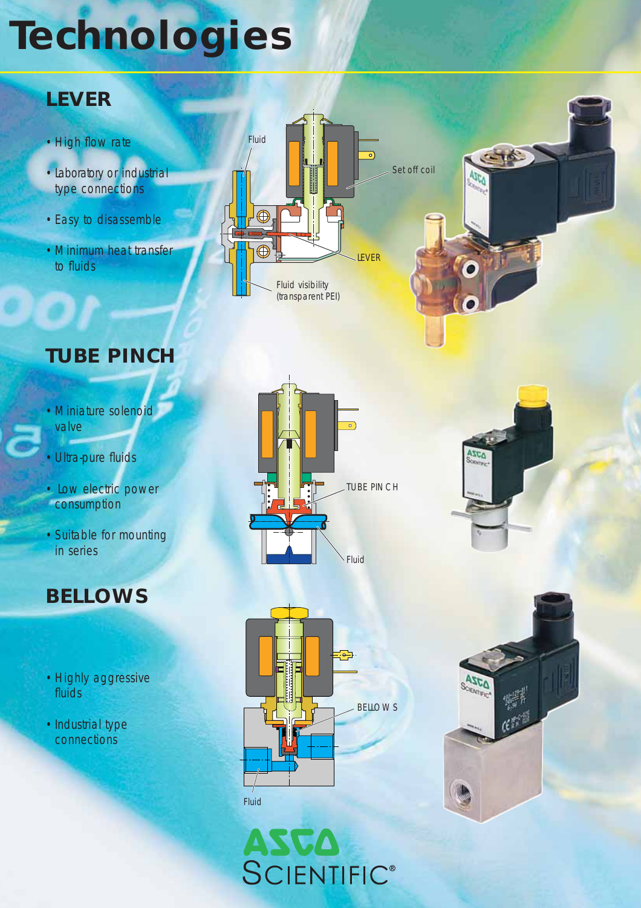# Technologies

## LEVER

- High flow rate
- Laboratory or industrial type connections
- Easy to disassemble
- Minimum heat transfer to fluids

Fluid

Set off coil

LEVER

Fluid visibility (transparent PEI)

## TUBE PINCH

- Miniature solenoid valve
- Ultra-pure fluids
- Low electric power consumption
- Suitable for mounting in series

TUBE PINCH

Fluid

## BELLOWS

- Highly aggressive fluids
- Industrial type connections

BELLOWS

Fluid

ASCO SCIENTIFIC®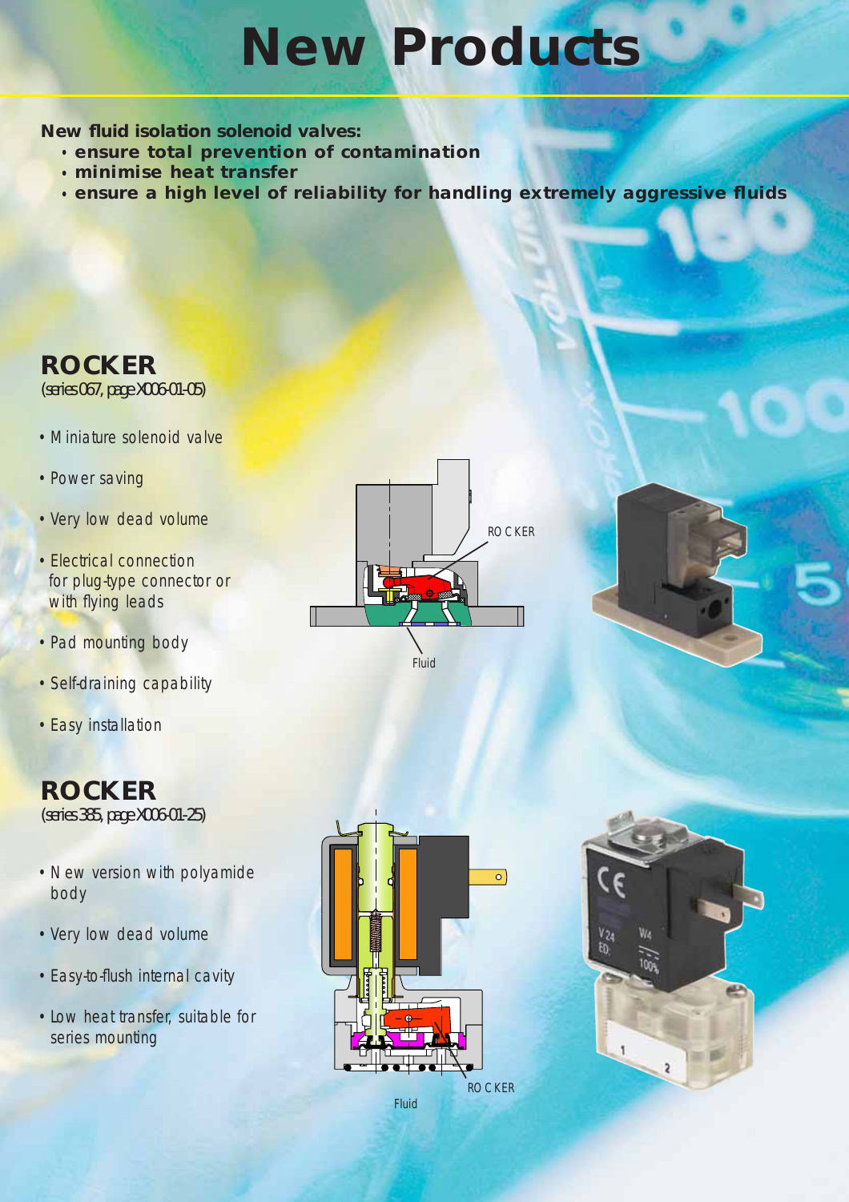# New Products

**New fluid isolation solenoid valves:**

- **ensure total prevention of contamination**
- **minimise heat transfer**
- **ensure a high level of reliability for handling extremely aggressive fluids**

## ROCKER

(series 067, page X006-01-05)

- Miniature solenoid valve
- Power saving
- Very low dead volume
- Electrical connection for plug-type connector or with flying leads
- Pad mounting body
- Self-draining capability
- Easy installation

ROCKER

Fluid

## ROCKER

(series 385, page X006-01-25)

- New version with polyamide body
- Very low dead volume
- Easy-to-flush internal cavity
- Low heat transfer, suitable for series mounting

ROCKER

Fluid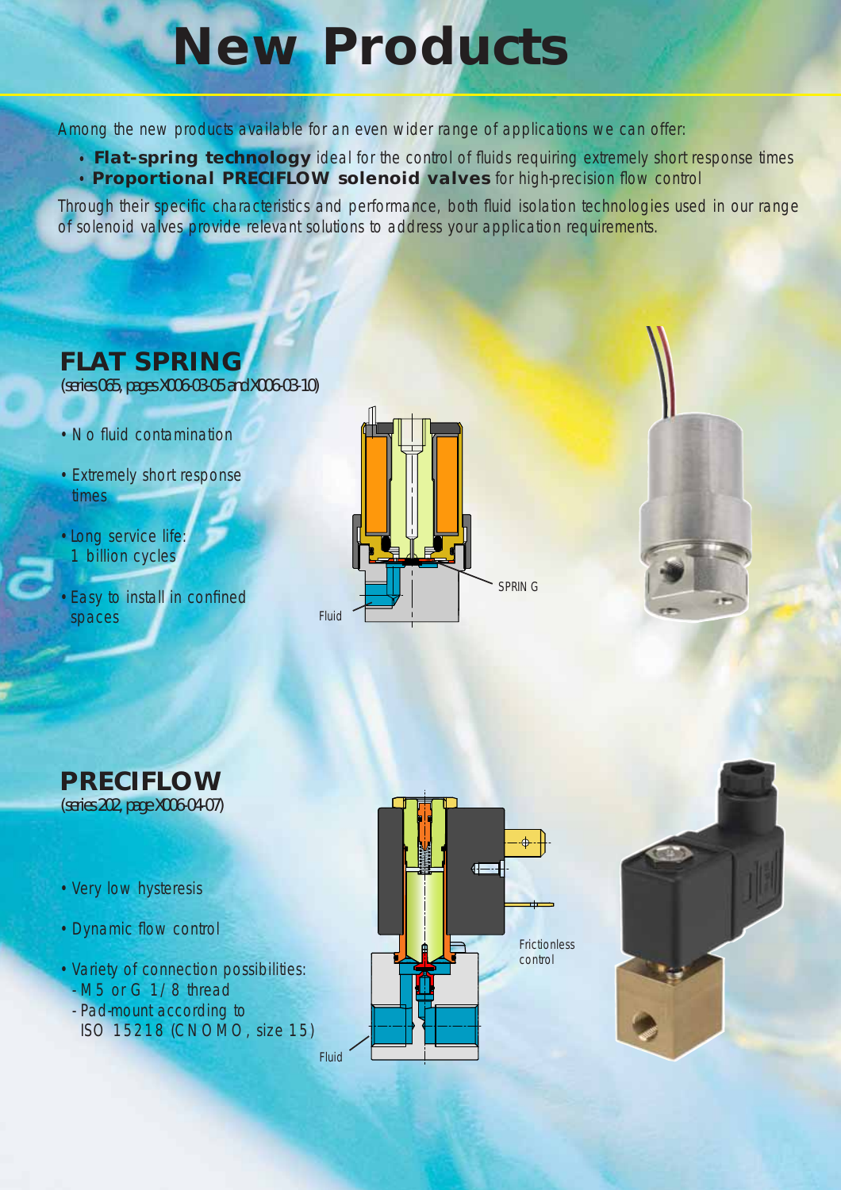# New Products

Among the new products available for an even wider range of applications we can offer:

- **Flat-spring technology** ideal for the control of fluids requiring extremely short response times
- **Proportional PRECIFLOW solenoid valves** for high-precision flow control

Through their specific characteristics and performance, both fluid isolation technologies used in our range of solenoid valves provide relevant solutions to address your application requirements.

## FLAT SPRING

(series 065, pages X006-03-05 and X006-03-10)

- No fluid contamination
- Extremely short response times
- Long service life: 1 billion cycles
- Easy to install in confined spaces

SPRING

Fluid

## PRECIFLOW

(series 202, page X006-04-07)

- Very low hysteresis
- Dynamic flow control
- Variety of connection possibilities:
  - M5 or G 1/8 thread
  - Pad-mount according to ISO 15218 (CNOMO, size 15)

Frictionless control

Fluid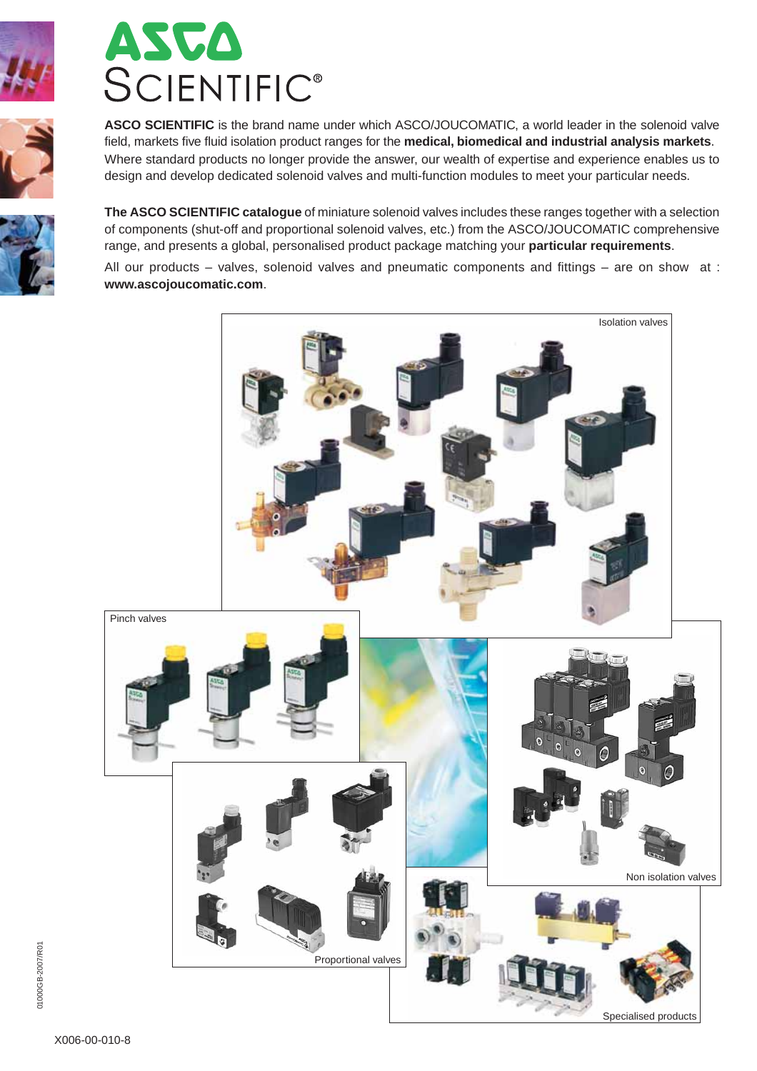# ASCO SCIENTIFIC®

**ASCO SCIENTIFIC** is the brand name under which ASCO/JOUCOMATIC, a world leader in the solenoid valve field, markets five fluid isolation product ranges for the **medical, biomedical and industrial analysis markets**. Where standard products no longer provide the answer, our wealth of expertise and experience enables us to design and develop dedicated solenoid valves and multi-function modules to meet your particular needs.

**The ASCO SCIENTIFIC catalogue** of miniature solenoid valves includes these ranges together with a selection of components (shut-off and proportional solenoid valves, etc.) from the ASCO/JOUCOMATIC comprehensive range, and presents a global, personalised product package matching your **particular requirements**.

All our products – valves, solenoid valves and pneumatic components and fittings – are on show at : **www.ascojoucomatic.com**.

Isolation valves

Pinch valves

Non isolation valves

Proportional valves

Specialised products

01000GB-2007/R01

X006-00-010-8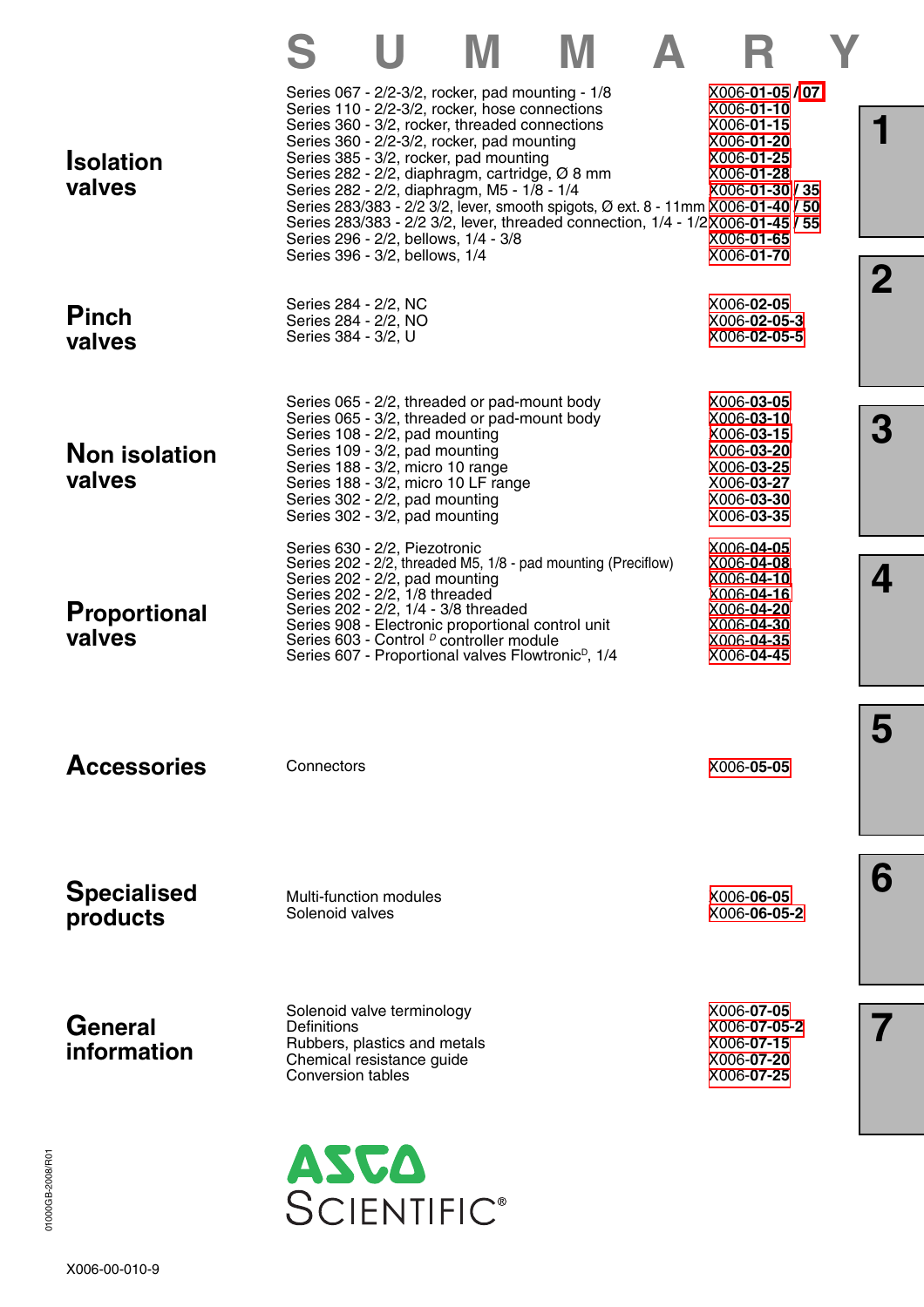# SUMMARY

## Isolation valves

| | |
|---|---|
| Series 067 - 2/2-3/2, rocker, pad mounting - 1/8 | X006-**01-05** / **07** |
| Series 110 - 2/2-3/2, rocker, hose connections | X006-**01-10** |
| Series 360 - 3/2, rocker, threaded connections | X006-**01-15** |
| Series 360 - 2/2-3/2, rocker, pad mounting | X006-**01-20** |
| Series 385 - 3/2, rocker, pad mounting | X006-**01-25** |
| Series 282 - 2/2, diaphragm, cartridge, Ø 8 mm | X006-**01-28** |
| Series 282 - 2/2, diaphragm, M5 - 1/8 - 1/4 | X006-**01-30** / **35** |
| Series 283/383 - 2/2 3/2, lever, smooth spigots, Ø ext. 8 - 11mm | X006-**01-40** / **50** |
| Series 283/383 - 2/2 3/2, lever, threaded connection, 1/4 - 1/2 | X006-**01-45** / **55** |
| Series 296 - 2/2, bellows, 1/4 - 3/8 | X006-**01-65** |
| Series 396 - 3/2, bellows, 1/4 | X006-**01-70** |

## Pinch valves

| | |
|---|---|
| Series 284 - 2/2, NC | X006-**02-05** |
| Series 284 - 2/2, NO | X006-**02-05-3** |
| Series 384 - 3/2, U | X006-**02-05-5** |

## Non isolation valves

| | |
|---|---|
| Series 065 - 2/2, threaded or pad-mount body | X006-**03-05** |
| Series 065 - 3/2, threaded or pad-mount body | X006-**03-10** |
| Series 108 - 2/2, pad mounting | X006-**03-15** |
| Series 109 - 3/2, pad mounting | X006-**03-20** |
| Series 188 - 3/2, micro 10 range | X006-**03-25** |
| Series 188 - 3/2, micro 10 LF range | X006-**03-27** |
| Series 302 - 2/2, pad mounting | X006-**03-30** |
| Series 302 - 3/2, pad mounting | X006-**03-35** |

## Proportional valves

| | |
|---|---|
| Series 630 - 2/2, Piezotronic | X006-**04-05** |
| Series 202 - 2/2, threaded M5, 1/8 - pad mounting (Preciflow) | X006-**04-08** |
| Series 202 - 2/2, pad mounting | X006-**04-10** |
| Series 202 - 2/2, 1/8 threaded | X006-**04-16** |
| Series 202 - 2/2, 1/4 - 3/8 threaded | X006-**04-20** |
| Series 908 - Electronic proportional control unit | X006-**04-30** |
| Series 603 - Control D controller module | X006-**04-35** |
| Series 607 - Proportional valves FlowtronicD, 1/4 | X006-**04-45** |

## Accessories

| | |
|---|---|
| Connectors | X006-**05-05** |

## Specialised products

| | |
|---|---|
| Multi-function modules | X006-**06-05** |
| Solenoid valves | X006-**06-05-2** |

## General information

| | |
|---|---|
| Solenoid valve terminology | X006-**07-05** |
| Definitions | X006-**07-05-2** |
| Rubbers, plastics and metals | X006-**07-15** |
| Chemical resistance guide | X006-**07-20** |
| Conversion tables | X006-**07-25** |

ASCO SCIENTIFIC®

01000GB-2008/R01

X006-00-010-9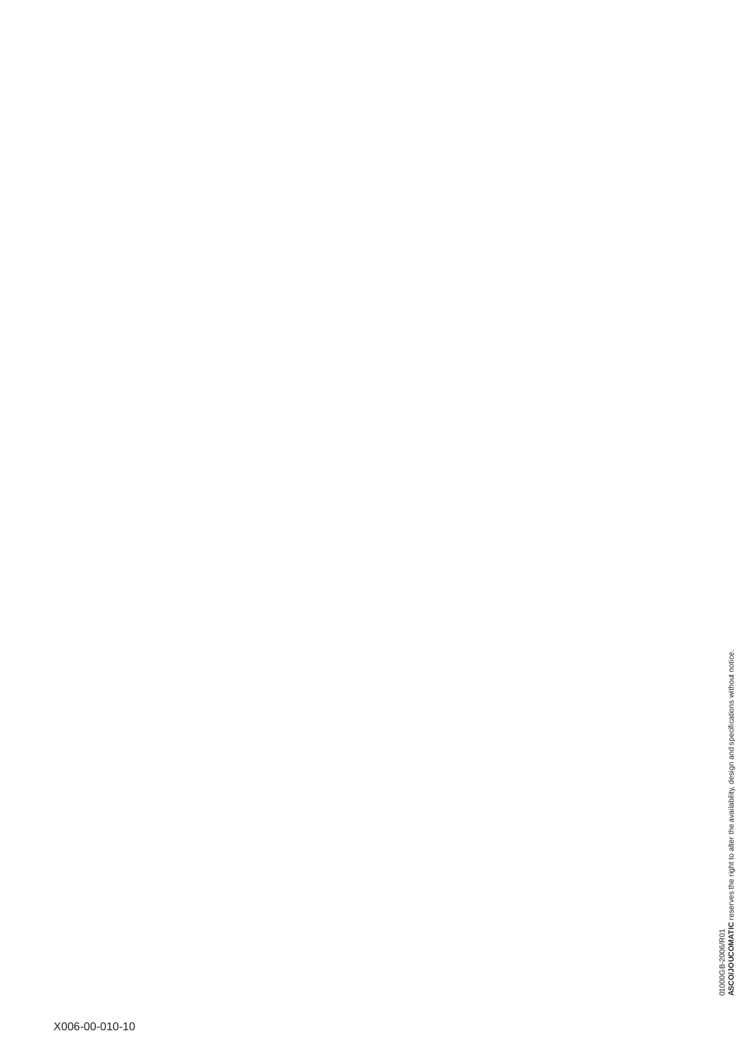01000GB-2006/R01
**ASCO/JOUCOMATIC** reserves the right to alter the availability, design and specifications without notice.

X006-00-010-10